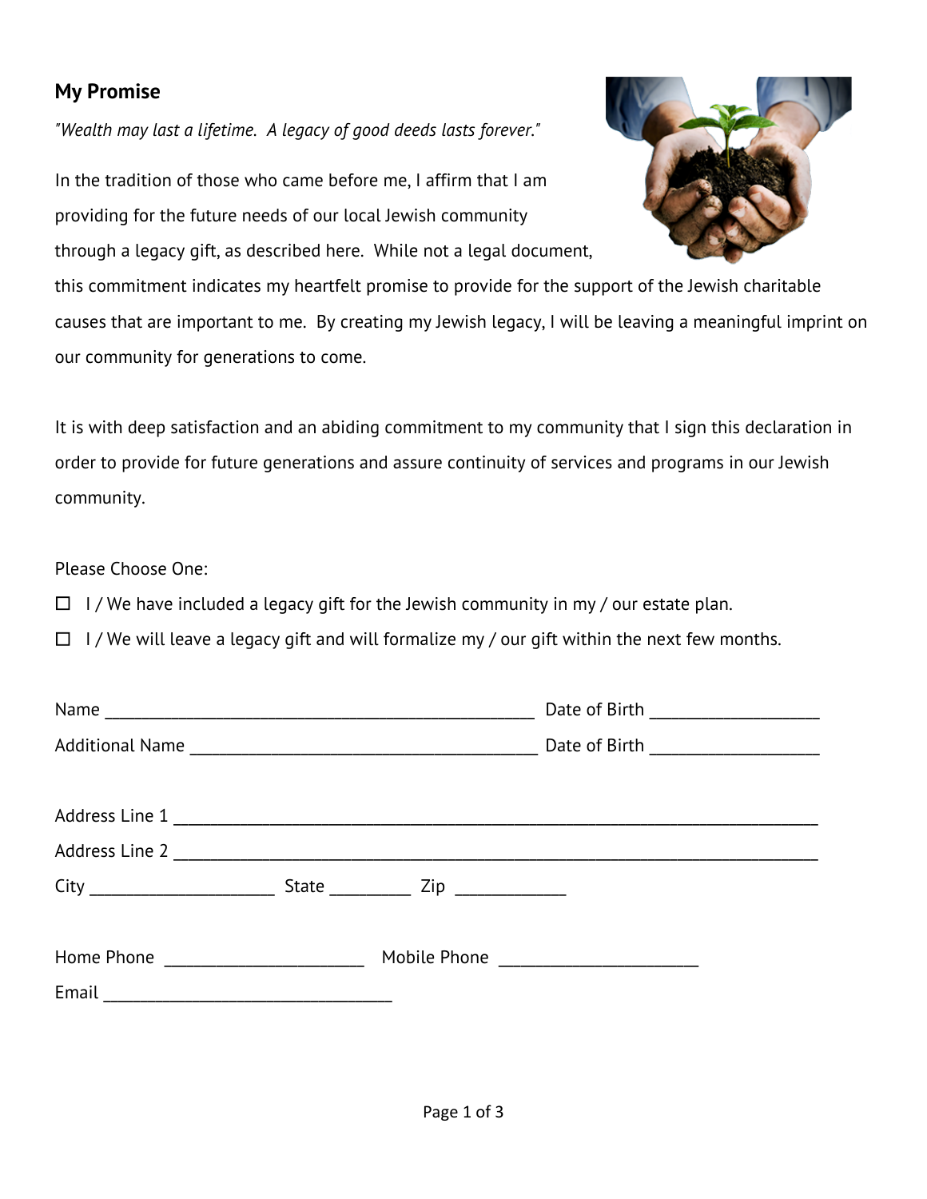## My Promise

*"Wealth may last a lifetime.  A legacy of good deeds lasts forever."*

In the tradition of those who came before me, I affirm that I am providing for the future needs of our local Jewish community through a legacy gift, as described here.  While not a legal document, this commitment indicates my heartfelt promise to provide for the support of the Jewish charitable causes that are important to me.  By creating my Jewish legacy, I will be leaving a meaningful imprint on our community for generations to come.

It is with deep satisfaction and an abiding commitment to my community that I sign this declaration in order to provide for future generations and assure continuity of services and programs in our Jewish community.

Please Choose One:

☐ I / We have included a legacy gift for the Jewish community in my / our estate plan.

☐ I / We will leave a legacy gift and will formalize my / our gift within the next few months.

Name ______________________________________________ Date of Birth __________________

Additional Name _____________________________________ Date of Birth __________________

Address Line 1 ______________________________________________________________________

Address Line 2 ______________________________________________________________________

City ____________________ State _________ Zip ____________

Home Phone ______________________ Mobile Phone ______________________

Email ________________________________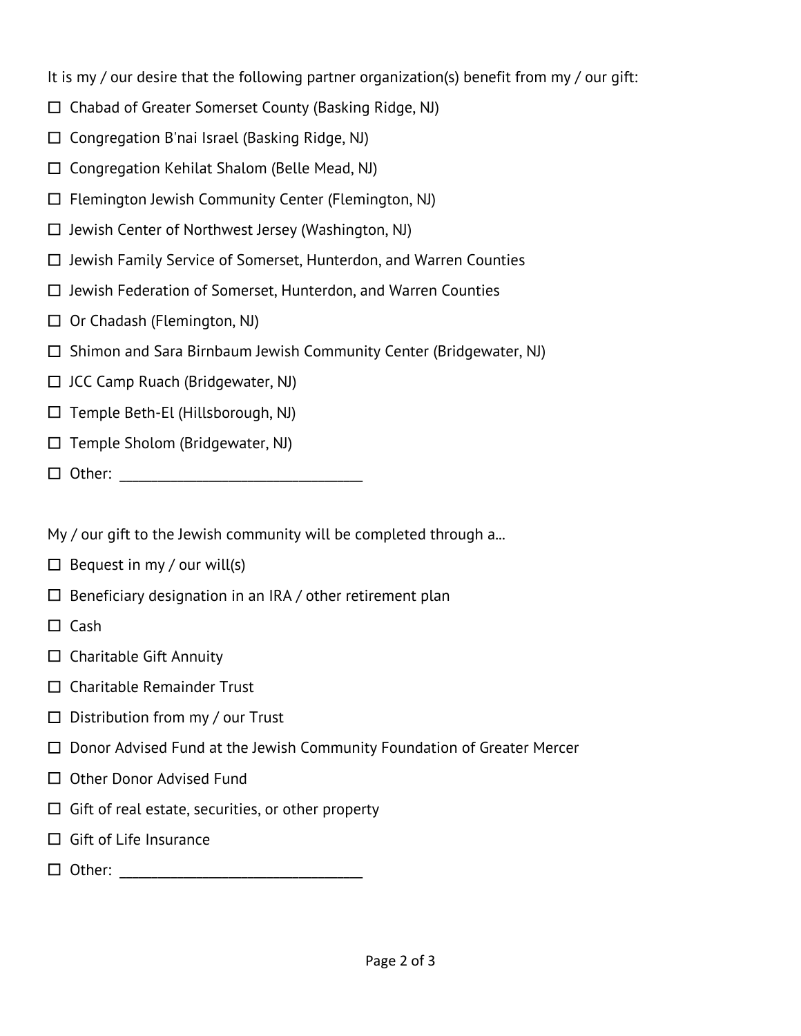It is my / our desire that the following partner organization(s) benefit from my / our gift:

- ☐ Chabad of Greater Somerset County (Basking Ridge, NJ)
- ☐ Congregation B'nai Israel (Basking Ridge, NJ)
- ☐ Congregation Kehilat Shalom (Belle Mead, NJ)
- ☐ Flemington Jewish Community Center (Flemington, NJ)
- ☐ Jewish Center of Northwest Jersey (Washington, NJ)
- ☐ Jewish Family Service of Somerset, Hunterdon, and Warren Counties
- ☐ Jewish Federation of Somerset, Hunterdon, and Warren Counties
- ☐ Or Chadash (Flemington, NJ)
- ☐ Shimon and Sara Birnbaum Jewish Community Center (Bridgewater, NJ)
- ☐ JCC Camp Ruach (Bridgewater, NJ)
- ☐ Temple Beth-El (Hillsborough, NJ)
- ☐ Temple Sholom (Bridgewater, NJ)
- ☐ Other: ________________________________

My / our gift to the Jewish community will be completed through a...

- ☐ Bequest in my / our will(s)
- ☐ Beneficiary designation in an IRA / other retirement plan
- ☐ Cash
- ☐ Charitable Gift Annuity
- ☐ Charitable Remainder Trust
- ☐ Distribution from my / our Trust
- ☐ Donor Advised Fund at the Jewish Community Foundation of Greater Mercer
- ☐ Other Donor Advised Fund
- ☐ Gift of real estate, securities, or other property
- ☐ Gift of Life Insurance
- ☐ Other: ________________________________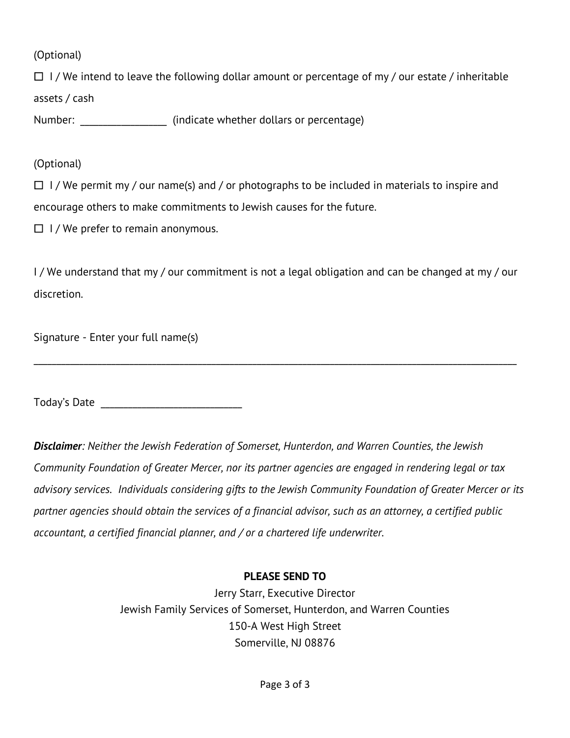(Optional)

☐ I / We intend to leave the following dollar amount or percentage of my / our estate / inheritable assets / cash

Number: ________________ (indicate whether dollars or percentage)

(Optional)

☐ I / We permit my / our name(s) and / or photographs to be included in materials to inspire and encourage others to make commitments to Jewish causes for the future.

☐ I / We prefer to remain anonymous.

I / We understand that my / our commitment is not a legal obligation and can be changed at my / our discretion.

Signature - Enter your full name(s)

_______________________________________________________________________________________

Today's Date __________________________

***Disclaimer****: Neither the Jewish Federation of Somerset, Hunterdon, and Warren Counties, the Jewish Community Foundation of Greater Mercer, nor its partner agencies are engaged in rendering legal or tax advisory services. Individuals considering gifts to the Jewish Community Foundation of Greater Mercer or its partner agencies should obtain the services of a financial advisor, such as an attorney, a certified public accountant, a certified financial planner, and / or a chartered life underwriter.*

**PLEASE SEND TO**

Jerry Starr, Executive Director
Jewish Family Services of Somerset, Hunterdon, and Warren Counties
150-A West High Street
Somerville, NJ 08876